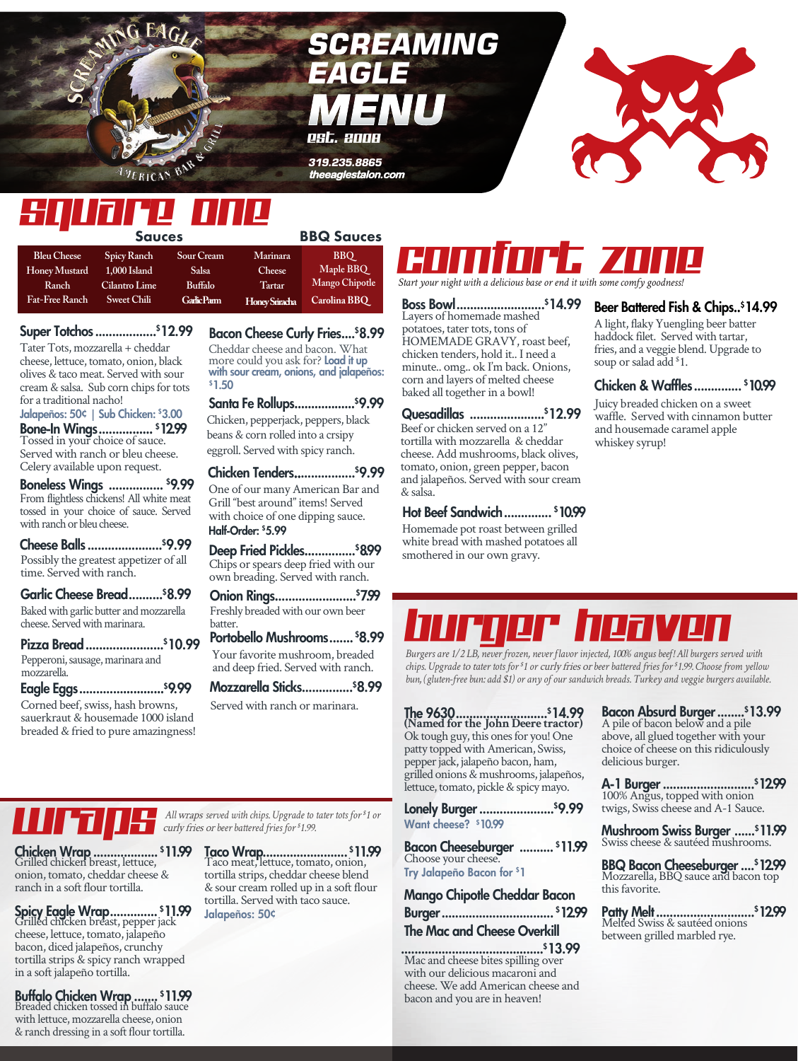# SCREAMING EAGLE MENU

est. 2008

319.235.8865
theeaglestalon.com

## square one

| Sauces | | | | BBQ Sauces |
|---|---|---|---|---|
| Bleu Cheese | Spicy Ranch | Sour Cream | Marinara | BBQ |
| Honey Mustard | 1,000 Island | Salsa | Cheese | Maple BBQ |
| Ranch | Cilantro Lime | Buffalo | Tartar | Mango Chipotle |
| Fat-Free Ranch | Sweet Chili | Garlic Parm | Honey Sriracha | Carolina BBQ |

**Super Totchos ..................$12.99**
Tater Tots, mozzarella + cheddar cheese, lettuce, tomato, onion, black olives & taco meat. Served with sour cream & salsa. Sub corn chips for tots for a traditional nacho!
Jalapeños: 50¢ | Sub Chicken: $3.00

**Bone-In Wings ................ $12.99**
Tossed in your choice of sauce. Served with ranch or bleu cheese. Celery available upon request.

**Boneless Wings ................ $9.99**
From flightless chickens! All white meat tossed in your choice of sauce. Served with ranch or bleu cheese.

**Cheese Balls ......................$9.99**
Possibly the greatest appetizer of all time. Served with ranch.

**Garlic Cheese Bread..........$8.99**
Baked with garlic butter and mozzarella cheese. Served with marinara.

**Pizza Bread .......................$10.99**
Pepperoni, sausage, marinara and mozzarella.

**Eagle Eggs.........................$9.99**
Corned beef, swiss, hash browns, sauerkraut & housemade 1000 island breaded & fried to pure amazingness!

**Bacon Cheese Curly Fries....$8.99**
Cheddar cheese and bacon. What more could you ask for? Load it up with sour cream, onions, and jalapeños: $1.50

**Santa Fe Rollups..................$9.99**
Chicken, pepperjack, peppers, black beans & corn rolled into a crsipy eggroll. Served with spicy ranch.

**Chicken Tenders..................$9.99**
One of our many American Bar and Grill "best around" items! Served with choice of one dipping sauce.
Half-Order: $5.99

**Deep Fried Pickles...............$8.99**
Chips or spears deep fried with our own breading. Served with ranch.

**Onion Rings........................$7.99**
Freshly breaded with our own beer batter.

**Portobello Mushrooms....... $8.99**
Your favorite mushroom, breaded and deep fried. Served with ranch.

**Mozzarella Sticks...............$8.99**
Served with ranch or marinara.

## wraps

*All wraps served with chips. Upgrade to tater tots for $1 or curly fries or beer battered fries for $1.99.*

**Chicken Wrap .................. $11.99**
Grilled chicken breast, lettuce, onion, tomato, cheddar cheese & ranch in a soft flour tortilla.

**Spicy Eagle Wrap.............. $11.99**
Grilled chicken breast, pepper jack cheese, lettuce, tomato, jalapeño bacon, diced jalapeños, crunchy tortilla strips & spicy ranch wrapped in a soft jalapeño tortilla.

**Buffalo Chicken Wrap ....... $11.99**
Breaded chicken tossed in buffalo sauce with lettuce, mozzarella cheese, onion & ranch dressing in a soft flour tortilla.

**Taco Wrap......................... $11.99**
Taco meat, lettuce, tomato, onion, tortilla strips, cheddar cheese blend & sour cream rolled up in a soft flour tortilla. Served with taco sauce.
Jalapeños: 50¢

## comfort zone

*Start your night with a delicious base or end it with some comfy goodness!*

**Boss Bowl..........................$14.99**
Layers of homemade mashed potatoes, tater tots, tons of HOMEMADE GRAVY, roast beef, chicken tenders, hold it.. I need a minute.. omg.. ok I'm back. Onions, corn and layers of melted cheese baked all together in a bowl!

**Quesadillas ......................$12.99**
Beef or chicken served on a 12" tortilla with mozzarella & cheddar cheese. Add mushrooms, black olives, tomato, onion, green pepper, bacon and jalapeños. Served with sour cream & salsa.

**Hot Beef Sandwich............. $10.99**
Homemade pot roast between grilled white bread with mashed potatoes all smothered in our own gravy.

**Beer Battered Fish & Chips..$14.99**
A light, flaky Yuengling beer batter haddock filet. Served with tartar, fries, and a veggie blend. Upgrade to soup or salad add $1.

**Chicken & Waffles............. $10.99**
Juicy breaded chicken on a sweet waffle. Served with cinnamon butter and housemade caramel apple whiskey syrup!

## burger heaven

*Burgers are 1/2 LB, never frozen, never flavor injected, 100% angus beef! All burgers served with chips. Upgrade to tater tots for $1 or curly fries or beer battered fries for $1.99. Choose from yellow bun, (gluten-free bun: add $1) or any of our sandwich breads. Turkey and veggie burgers available.*

**The 9630..........................$14.99**
**(Named for the John Deere tractor)**
Ok tough guy, this ones for you! One patty topped with American, Swiss, pepper jack, jalapeño bacon, ham, grilled onions & mushrooms, jalapeños, lettuce, tomato, pickle & spicy mayo.

**Lonely Burger ......................$9.99**
Want cheese? $10.99

**Bacon Cheeseburger .......... $11.99**
Choose your cheese.
Try Jalapeño Bacon for $1

**Mango Chipotle Cheddar Bacon Burger.................................. $12.99**

**The Mac and Cheese Overkill ..........................................$13.99**
Mac and cheese bites spilling over with our delicious macaroni and cheese. We add American cheese and bacon and you are in heaven!

**Bacon Absurd Burger ........$13.99**
A pile of bacon below and a pile above, all glued together with your choice of cheese on this ridiculously delicious burger.

**A-1 Burger ..........................$12.99**
100% Angus, topped with onion twigs, Swiss cheese and A-1 Sauce.

**Mushroom Swiss Burger ......$11.99**
Swiss cheese & sautéed mushrooms.

**BBQ Bacon Cheeseburger ....$12.99**
Mozzarella, BBQ sauce and bacon top this favorite.

**Patty Melt............................$12.99**
Melted Swiss & sautéed onions between grilled marbled rye.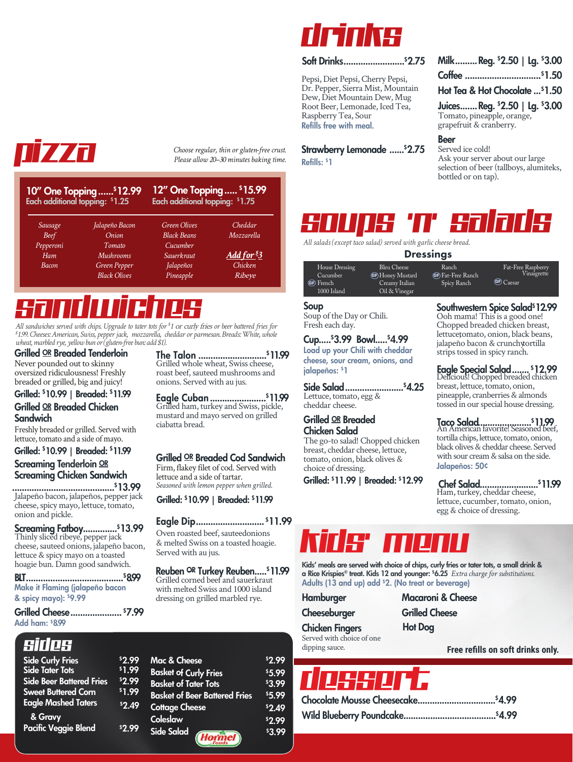# pizza

*Choose regular, thin or gluten-free crust. Please allow 20–30 minutes baking time.*

**10" One Topping......$12.99**
Each additional topping: $1.25

**12" One Topping..... $15.99**
Each additional topping: $1.75

| | | | |
|---|---|---|---|
| Sausage | Jalapeño Bacon | Green Olives | Cheddar |
| Beef | Onion | Black Beans | Mozzarella |
| Pepperoni | Tomato | Cucumber | |
| Ham | Mushrooms | Sauerkraut | **Add for $3** |
| Bacon | Green Pepper | Jalapeños | Chicken |
| | Black Olives | Pineapple | Ribeye |

# sandwiches

*All sandwiches served with chips. Upgrade to tater tots for $1 or curly fries or beer battered fries for $1.99. Cheeses: American, Swiss, pepper jack, mozzarella, cheddar or parmesan. Breads: White, whole wheat, marbled rye, yellow bun or (gluten-free bun: add $1).*

**Grilled OR Breaded Tenderloin**
Never pounded out to skinny oversized ridiculousness! Freshly breaded or grilled, big and juicy!
**Grilled: $10.99 | Breaded: $11.99**

**Grilled OR Breaded Chicken Sandwich**
Freshly breaded or grilled. Served with lettuce, tomato and a side of mayo.
**Grilled: $10.99 | Breaded: $11.99**

**Screaming Tenderloin OR Screaming Chicken Sandwich....................$13.99**
Jalapeño bacon, jalapeños, pepper jack cheese, spicy mayo, lettuce, tomato, onion and pickle.

**Screaming Fatboy..............$13.99**
Thinly sliced ribeye, pepper jack cheese, sauteed onions, jalapeño bacon, lettuce & spicy mayo on a toasted hoagie bun. Damn good sandwich.

**BLT........................................$8.99**
Make it Flaming (jalapeño bacon & spicy mayo): $9.99

**Grilled Cheese..................... $7.99**
Add ham: $8.99

**The Talon ............................$11.99**
Grilled whole wheat, Swiss cheese, roast beef, sauteed mushrooms and onions. Served with au jus.

**Eagle Cuban .......................$11.99**
Grilled ham, turkey and Swiss, pickle, mustard and mayo served on grilled ciabatta bread.

**Grilled OR Breaded Cod Sandwich**
Firm, flakey filet of cod. Served with lettuce and a side of tartar.
*Seasoned with lemon pepper when grilled.*
**Grilled: $10.99 | Breaded: $11.99**

**Eagle Dip............................$11.99**
Oven roasted beef, sauteedonions & melted Swiss on a toasted hoagie. Served with au jus.

**Reuben OR Turkey Reuben.....$11.99**
Grilled corned beef and sauerkraut with melted Swiss and 1000 island dressing on grilled marbled rye.

# sides

| | | | |
|---|---|---|---|
| Side Curly Fries | $2.99 | Mac & Cheese | $2.99 |
| Side Tater Tots | $1.99 | Basket of Curly Fries | $5.99 |
| Side Beer Battered Fries | $2.99 | Basket of Tater Tots | $3.99 |
| Sweet Buttered Corn | $1.99 | Basket of Beer Battered Fries | $5.99 |
| Eagle Mashed Taters & Gravy | $2.49 | Cottage Cheese | $2.49 |
| Pacific Veggie Blend | $2.99 | Coleslaw | $2.99 |
| | | Side Salad | $3.99 |

Hormel Foods

# drinks

**Soft Drinks.........................$2.75**
Pepsi, Diet Pepsi, Cherry Pepsi, Dr. Pepper, Sierra Mist, Mountain Dew, Diet Mountain Dew, Mug Root Beer, Lemonade, Iced Tea, Raspberry Tea, Sour
Refills free with meal.

**Strawberry Lemonade ......$2.75**
Refills: $1

**Milk.........Reg. $2.50 | Lg. $3.00**

**Coffee ...............................$1.50**

**Hot Tea & Hot Chocolate ...$1.50**

**Juices.......Reg. $2.50 | Lg. $3.00**
Tomato, pineapple, orange, grapefruit & cranberry.

**Beer**
Served ice cold!
Ask your server about our large selection of beer (tallboys, alumiteks, bottled or on tap).

# soups 'n' salads

*All salads (except taco salad) served with garlic cheese bread.*

## Dressings

| | | | |
|---|---|---|---|
| House Dressing | Bleu Cheese | Ranch | Fat-Free Raspberry Vinaigrette |
| Cucumber | (GF) Honey Mustard | (GF) Fat-Free Ranch | (GF) Caesar |
| (GF) French | Creamy Italian | Spicy Ranch | |
| 1000 Island | Oil & Vinegar | | |

**Soup**
Soup of the Day or Chili. Fresh each day.

**Cup.....$3.99 Bowl.....$4.99**
Load up your Chili with cheddar cheese, sour cream, onions, and jalapeños: $1

**Side Salad........................$4.25**
Lettuce, tomato, egg & cheddar cheese.

**Grilled OR Breaded Chicken Salad**
The go-to salad! Chopped chicken breast, cheddar cheese, lettuce, tomato, onion, black olives & choice of dressing.
**Grilled: $11.99 | Breaded: $12.99**

**Southwestern Spice Salad $12.99**
Ooh mama! This is a good one! Chopped breaded chicken breast, lettuce,tomato, onion, black beans, jalapeño bacon & crunchytortilla strips tossed in spicy ranch.

**Eagle Special Salad....... $12.99**
Delicious! Chopped breaded chicken breast, lettuce, tomato, onion, pineapple, cranberries & almonds tossed in our special house dressing.

**Taco Salad.....................$11.99**
An American favorite! Seasoned beef, tortilla chips, lettuce, tomato, onion, black olives & cheddar cheese. Served with sour cream & salsa on the side.
Jalapeños: 50¢

**Chef Salad.......................$11.99**
Ham, turkey, cheddar cheese, lettuce, cucumber, tomato, onion, egg & choice of dressing.

# kids' menu

**Kids' meals are served with choice of chips, curly fries or tater tots, a small drink & a Rice Krispies® treat. Kids 12 and younger: $6.25** *Extra charge for substitutions.*
Adults (13 and up) add $2. (No treat or beverage)

- **Hamburger**
- **Cheeseburger**
- **Chicken Fingers** — Served with choice of one dipping sauce.
- **Macaroni & Cheese**
- **Grilled Cheese**
- **Hot Dog**

**Free refills on soft drinks only.**

# dessert

**Chocolate Mousse Cheesecake...............................$4.99**

**Wild Blueberry Poundcake.....................................$4.99**